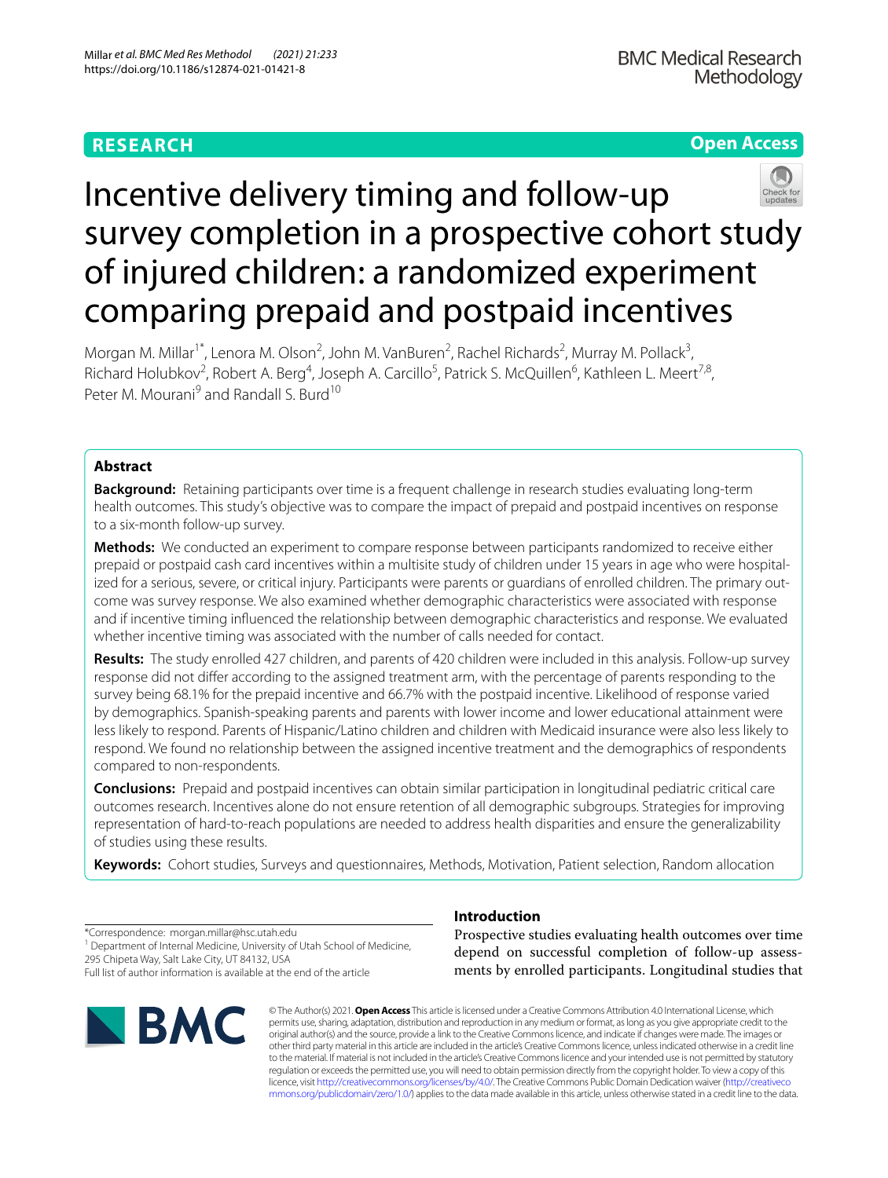RESEARCH

Open Access

# Incentive delivery timing and follow-up survey completion in a prospective cohort study of injured children: a randomized experiment comparing prepaid and postpaid incentives

Morgan M. Millar[1*], Lenora M. Olson[2], John M. VanBuren[2], Rachel Richards[2], Murray M. Pollack[3], Richard Holubkov[2], Robert A. Berg[4], Joseph A. Carcillo[5], Patrick S. McQuillen[6], Kathleen L. Meert[7,8], Peter M. Mourani[9] and Randall S. Burd[10]

## Abstract

**Background:** Retaining participants over time is a frequent challenge in research studies evaluating long-term health outcomes. This study's objective was to compare the impact of prepaid and postpaid incentives on response to a six-month follow-up survey.

**Methods:** We conducted an experiment to compare response between participants randomized to receive either prepaid or postpaid cash card incentives within a multisite study of children under 15 years in age who were hospitalized for a serious, severe, or critical injury. Participants were parents or guardians of enrolled children. The primary outcome was survey response. We also examined whether demographic characteristics were associated with response and if incentive timing influenced the relationship between demographic characteristics and response. We evaluated whether incentive timing was associated with the number of calls needed for contact.

**Results:** The study enrolled 427 children, and parents of 420 children were included in this analysis. Follow-up survey response did not differ according to the assigned treatment arm, with the percentage of parents responding to the survey being 68.1% for the prepaid incentive and 66.7% with the postpaid incentive. Likelihood of response varied by demographics. Spanish-speaking parents and parents with lower income and lower educational attainment were less likely to respond. Parents of Hispanic/Latino children and children with Medicaid insurance were also less likely to respond. We found no relationship between the assigned incentive treatment and the demographics of respondents compared to non-respondents.

**Conclusions:** Prepaid and postpaid incentives can obtain similar participation in longitudinal pediatric critical care outcomes research. Incentives alone do not ensure retention of all demographic subgroups. Strategies for improving representation of hard-to-reach populations are needed to address health disparities and ensure the generalizability of studies using these results.

**Keywords:** Cohort studies, Surveys and questionnaires, Methods, Motivation, Patient selection, Random allocation

*Correspondence: morgan.millar@hsc.utah.edu

[1] Department of Internal Medicine, University of Utah School of Medicine, 295 Chipeta Way, Salt Lake City, UT 84132, USA

Full list of author information is available at the end of the article

## Introduction

Prospective studies evaluating health outcomes over time depend on successful completion of follow-up assessments by enrolled participants. Longitudinal studies that

© The Author(s) 2021. **Open Access** This article is licensed under a Creative Commons Attribution 4.0 International License, which permits use, sharing, adaptation, distribution and reproduction in any medium or format, as long as you give appropriate credit to the original author(s) and the source, provide a link to the Creative Commons licence, and indicate if changes were made. The images or other third party material in this article are included in the article's Creative Commons licence, unless indicated otherwise in a credit line to the material. If material is not included in the article's Creative Commons licence and your intended use is not permitted by statutory regulation or exceeds the permitted use, you will need to obtain permission directly from the copyright holder. To view a copy of this licence, visit http://creativecommons.org/licenses/by/4.0/. The Creative Commons Public Domain Dedication waiver (http://creativecommons.org/publicdomain/zero/1.0/) applies to the data made available in this article, unless otherwise stated in a credit line to the data.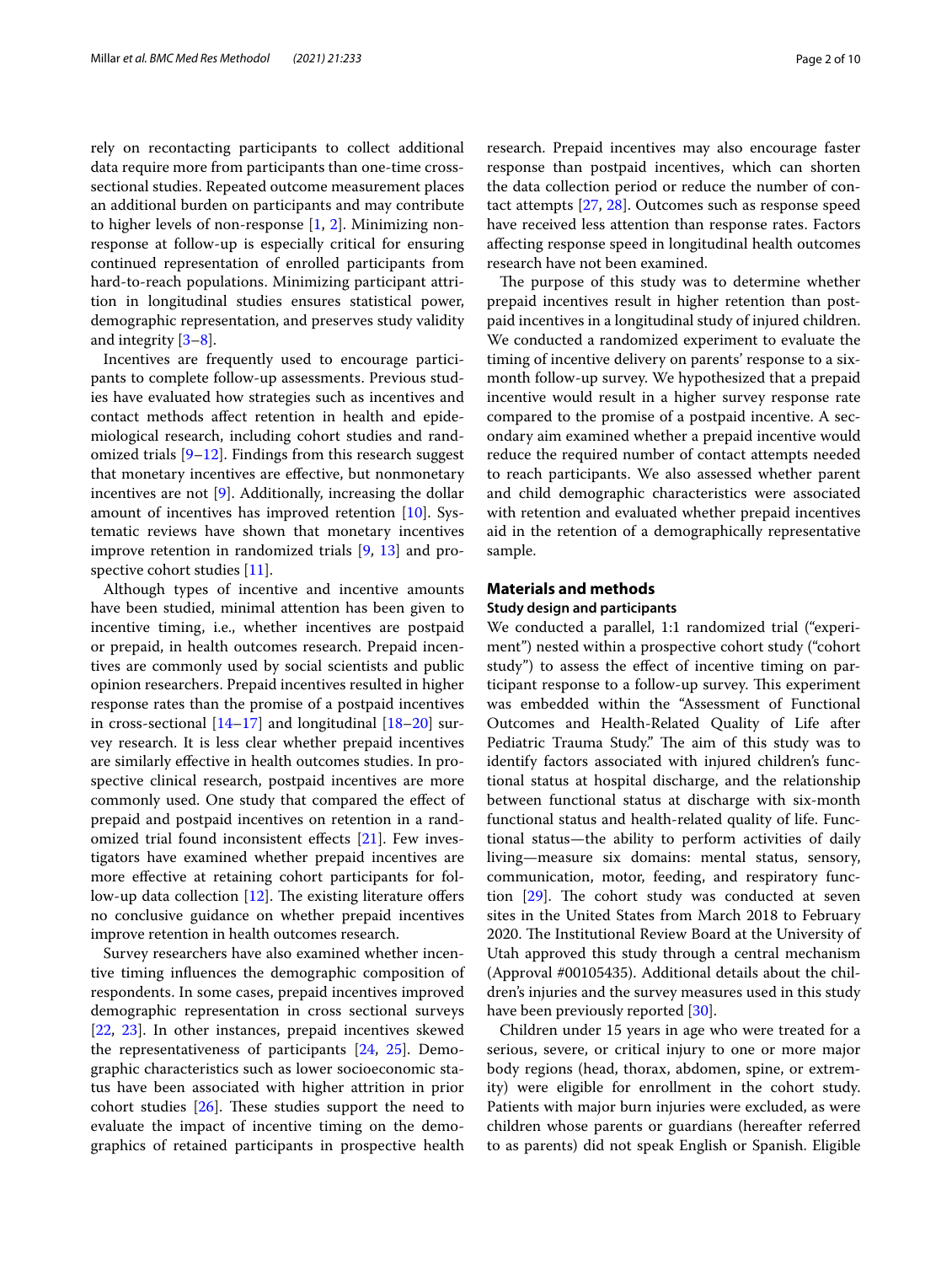rely on recontacting participants to collect additional data require more from participants than one-time cross-sectional studies. Repeated outcome measurement places an additional burden on participants and may contribute to higher levels of non-response [1, 2]. Minimizing non-response at follow-up is especially critical for ensuring continued representation of enrolled participants from hard-to-reach populations. Minimizing participant attrition in longitudinal studies ensures statistical power, demographic representation, and preserves study validity and integrity [3–8].

Incentives are frequently used to encourage participants to complete follow-up assessments. Previous studies have evaluated how strategies such as incentives and contact methods affect retention in health and epidemiological research, including cohort studies and randomized trials [9–12]. Findings from this research suggest that monetary incentives are effective, but nonmonetary incentives are not [9]. Additionally, increasing the dollar amount of incentives has improved retention [10]. Systematic reviews have shown that monetary incentives improve retention in randomized trials [9, 13] and prospective cohort studies [11].

Although types of incentive and incentive amounts have been studied, minimal attention has been given to incentive timing, i.e., whether incentives are postpaid or prepaid, in health outcomes research. Prepaid incentives are commonly used by social scientists and public opinion researchers. Prepaid incentives resulted in higher response rates than the promise of a postpaid incentives in cross-sectional [14–17] and longitudinal [18–20] survey research. It is less clear whether prepaid incentives are similarly effective in health outcomes studies. In prospective clinical research, postpaid incentives are more commonly used. One study that compared the effect of prepaid and postpaid incentives on retention in a randomized trial found inconsistent effects [21]. Few investigators have examined whether prepaid incentives are more effective at retaining cohort participants for follow-up data collection [12]. The existing literature offers no conclusive guidance on whether prepaid incentives improve retention in health outcomes research.

Survey researchers have also examined whether incentive timing influences the demographic composition of respondents. In some cases, prepaid incentives improved demographic representation in cross sectional surveys [22, 23]. In other instances, prepaid incentives skewed the representativeness of participants [24, 25]. Demographic characteristics such as lower socioeconomic status have been associated with higher attrition in prior cohort studies [26]. These studies support the need to evaluate the impact of incentive timing on the demographics of retained participants in prospective health research. Prepaid incentives may also encourage faster response than postpaid incentives, which can shorten the data collection period or reduce the number of contact attempts [27, 28]. Outcomes such as response speed have received less attention than response rates. Factors affecting response speed in longitudinal health outcomes research have not been examined.

The purpose of this study was to determine whether prepaid incentives result in higher retention than postpaid incentives in a longitudinal study of injured children. We conducted a randomized experiment to evaluate the timing of incentive delivery on parents' response to a six-month follow-up survey. We hypothesized that a prepaid incentive would result in a higher survey response rate compared to the promise of a postpaid incentive. A secondary aim examined whether a prepaid incentive would reduce the required number of contact attempts needed to reach participants. We also assessed whether parent and child demographic characteristics were associated with retention and evaluated whether prepaid incentives aid in the retention of a demographically representative sample.

## Materials and methods

### Study design and participants

We conducted a parallel, 1:1 randomized trial ("experiment") nested within a prospective cohort study ("cohort study") to assess the effect of incentive timing on participant response to a follow-up survey. This experiment was embedded within the "Assessment of Functional Outcomes and Health-Related Quality of Life after Pediatric Trauma Study." The aim of this study was to identify factors associated with injured children's functional status at hospital discharge, and the relationship between functional status at discharge with six-month functional status and health-related quality of life. Functional status—the ability to perform activities of daily living—measure six domains: mental status, sensory, communication, motor, feeding, and respiratory function [29]. The cohort study was conducted at seven sites in the United States from March 2018 to February 2020. The Institutional Review Board at the University of Utah approved this study through a central mechanism (Approval #00105435). Additional details about the children's injuries and the survey measures used in this study have been previously reported [30].

Children under 15 years in age who were treated for a serious, severe, or critical injury to one or more major body regions (head, thorax, abdomen, spine, or extremity) were eligible for enrollment in the cohort study. Patients with major burn injuries were excluded, as were children whose parents or guardians (hereafter referred to as parents) did not speak English or Spanish. Eligible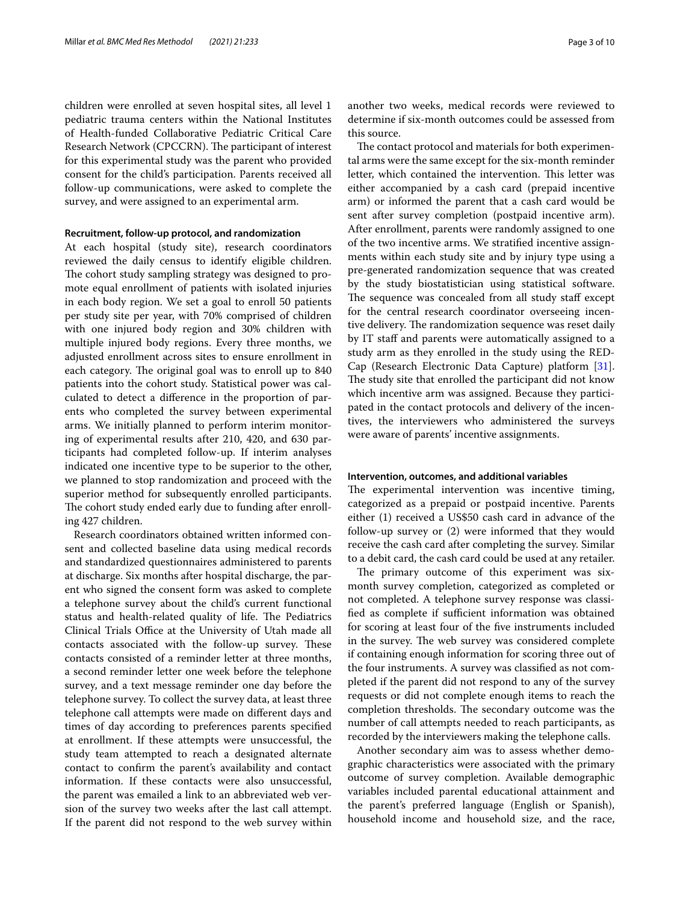children were enrolled at seven hospital sites, all level 1 pediatric trauma centers within the National Institutes of Health-funded Collaborative Pediatric Critical Care Research Network (CPCCRN). The participant of interest for this experimental study was the parent who provided consent for the child's participation. Parents received all follow-up communications, were asked to complete the survey, and were assigned to an experimental arm.

#### Recruitment, follow-up protocol, and randomization

At each hospital (study site), research coordinators reviewed the daily census to identify eligible children. The cohort study sampling strategy was designed to promote equal enrollment of patients with isolated injuries in each body region. We set a goal to enroll 50 patients per study site per year, with 70% comprised of children with one injured body region and 30% children with multiple injured body regions. Every three months, we adjusted enrollment across sites to ensure enrollment in each category. The original goal was to enroll up to 840 patients into the cohort study. Statistical power was calculated to detect a difference in the proportion of parents who completed the survey between experimental arms. We initially planned to perform interim monitoring of experimental results after 210, 420, and 630 participants had completed follow-up. If interim analyses indicated one incentive type to be superior to the other, we planned to stop randomization and proceed with the superior method for subsequently enrolled participants. The cohort study ended early due to funding after enrolling 427 children.

Research coordinators obtained written informed consent and collected baseline data using medical records and standardized questionnaires administered to parents at discharge. Six months after hospital discharge, the parent who signed the consent form was asked to complete a telephone survey about the child's current functional status and health-related quality of life. The Pediatrics Clinical Trials Office at the University of Utah made all contacts associated with the follow-up survey. These contacts consisted of a reminder letter at three months, a second reminder letter one week before the telephone survey, and a text message reminder one day before the telephone survey. To collect the survey data, at least three telephone call attempts were made on different days and times of day according to preferences parents specified at enrollment. If these attempts were unsuccessful, the study team attempted to reach a designated alternate contact to confirm the parent's availability and contact information. If these contacts were also unsuccessful, the parent was emailed a link to an abbreviated web version of the survey two weeks after the last call attempt. If the parent did not respond to the web survey within another two weeks, medical records were reviewed to determine if six-month outcomes could be assessed from this source.

The contact protocol and materials for both experimental arms were the same except for the six-month reminder letter, which contained the intervention. This letter was either accompanied by a cash card (prepaid incentive arm) or informed the parent that a cash card would be sent after survey completion (postpaid incentive arm). After enrollment, parents were randomly assigned to one of the two incentive arms. We stratified incentive assignments within each study site and by injury type using a pre-generated randomization sequence that was created by the study biostatistician using statistical software. The sequence was concealed from all study staff except for the central research coordinator overseeing incentive delivery. The randomization sequence was reset daily by IT staff and parents were automatically assigned to a study arm as they enrolled in the study using the REDCap (Research Electronic Data Capture) platform [31]. The study site that enrolled the participant did not know which incentive arm was assigned. Because they participated in the contact protocols and delivery of the incentives, the interviewers who administered the surveys were aware of parents' incentive assignments.

#### Intervention, outcomes, and additional variables

The experimental intervention was incentive timing, categorized as a prepaid or postpaid incentive. Parents either (1) received a US$50 cash card in advance of the follow-up survey or (2) were informed that they would receive the cash card after completing the survey. Similar to a debit card, the cash card could be used at any retailer.

The primary outcome of this experiment was six-month survey completion, categorized as completed or not completed. A telephone survey response was classified as complete if sufficient information was obtained for scoring at least four of the five instruments included in the survey. The web survey was considered complete if containing enough information for scoring three out of the four instruments. A survey was classified as not completed if the parent did not respond to any of the survey requests or did not complete enough items to reach the completion thresholds. The secondary outcome was the number of call attempts needed to reach participants, as recorded by the interviewers making the telephone calls.

Another secondary aim was to assess whether demographic characteristics were associated with the primary outcome of survey completion. Available demographic variables included parental educational attainment and the parent's preferred language (English or Spanish), household income and household size, and the race,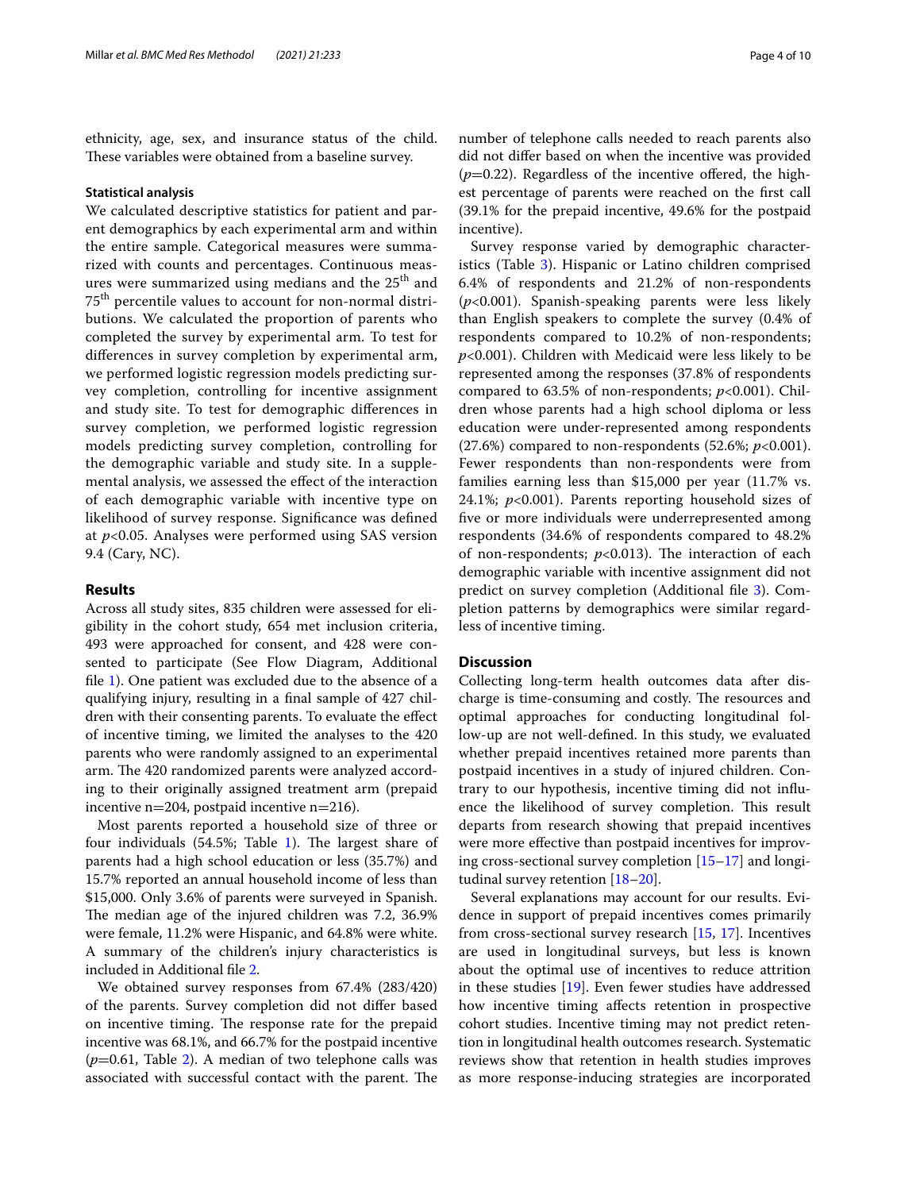ethnicity, age, sex, and insurance status of the child. These variables were obtained from a baseline survey.

### Statistical analysis

We calculated descriptive statistics for patient and parent demographics by each experimental arm and within the entire sample. Categorical measures were summarized with counts and percentages. Continuous measures were summarized using medians and the 25th and 75th percentile values to account for non-normal distributions. We calculated the proportion of parents who completed the survey by experimental arm. To test for differences in survey completion by experimental arm, we performed logistic regression models predicting survey completion, controlling for incentive assignment and study site. To test for demographic differences in survey completion, we performed logistic regression models predicting survey completion, controlling for the demographic variable and study site. In a supplemental analysis, we assessed the effect of the interaction of each demographic variable with incentive type on likelihood of survey response. Significance was defined at $p<0.05$. Analyses were performed using SAS version 9.4 (Cary, NC).

## Results

Across all study sites, 835 children were assessed for eligibility in the cohort study, 654 met inclusion criteria, 493 were approached for consent, and 428 were consented to participate (See Flow Diagram, Additional file 1). One patient was excluded due to the absence of a qualifying injury, resulting in a final sample of 427 children with their consenting parents. To evaluate the effect of incentive timing, we limited the analyses to the 420 parents who were randomly assigned to an experimental arm. The 420 randomized parents were analyzed according to their originally assigned treatment arm (prepaid incentive n=204, postpaid incentive n=216).

Most parents reported a household size of three or four individuals (54.5%; Table 1). The largest share of parents had a high school education or less (35.7%) and 15.7% reported an annual household income of less than \$15,000. Only 3.6% of parents were surveyed in Spanish. The median age of the injured children was 7.2, 36.9% were female, 11.2% were Hispanic, and 64.8% were white. A summary of the children's injury characteristics is included in Additional file 2.

We obtained survey responses from 67.4% (283/420) of the parents. Survey completion did not differ based on incentive timing. The response rate for the prepaid incentive was 68.1%, and 66.7% for the postpaid incentive ($p=0.61$, Table 2). A median of two telephone calls was associated with successful contact with the parent. The number of telephone calls needed to reach parents also did not differ based on when the incentive was provided ($p=0.22$). Regardless of the incentive offered, the highest percentage of parents were reached on the first call (39.1% for the prepaid incentive, 49.6% for the postpaid incentive).

Survey response varied by demographic characteristics (Table 3). Hispanic or Latino children comprised 6.4% of respondents and 21.2% of non-respondents ($p<0.001$). Spanish-speaking parents were less likely than English speakers to complete the survey (0.4% of respondents compared to 10.2% of non-respondents; $p<0.001$). Children with Medicaid were less likely to be represented among the responses (37.8% of respondents compared to 63.5% of non-respondents; $p<0.001$). Children whose parents had a high school diploma or less education were under-represented among respondents (27.6%) compared to non-respondents (52.6%; $p<0.001$). Fewer respondents than non-respondents were from families earning less than \$15,000 per year (11.7% vs. 24.1%; $p<0.001$). Parents reporting household sizes of five or more individuals were underrepresented among respondents (34.6% of respondents compared to 48.2% of non-respondents; $p<0.013$). The interaction of each demographic variable with incentive assignment did not predict on survey completion (Additional file 3). Completion patterns by demographics were similar regardless of incentive timing.

## Discussion

Collecting long-term health outcomes data after discharge is time-consuming and costly. The resources and optimal approaches for conducting longitudinal follow-up are not well-defined. In this study, we evaluated whether prepaid incentives retained more parents than postpaid incentives in a study of injured children. Contrary to our hypothesis, incentive timing did not influence the likelihood of survey completion. This result departs from research showing that prepaid incentives were more effective than postpaid incentives for improving cross-sectional survey completion [15–17] and longitudinal survey retention [18–20].

Several explanations may account for our results. Evidence in support of prepaid incentives comes primarily from cross-sectional survey research [15, 17]. Incentives are used in longitudinal surveys, but less is known about the optimal use of incentives to reduce attrition in these studies [19]. Even fewer studies have addressed how incentive timing affects retention in prospective cohort studies. Incentive timing may not predict retention in longitudinal health outcomes research. Systematic reviews show that retention in health studies improves as more response-inducing strategies are incorporated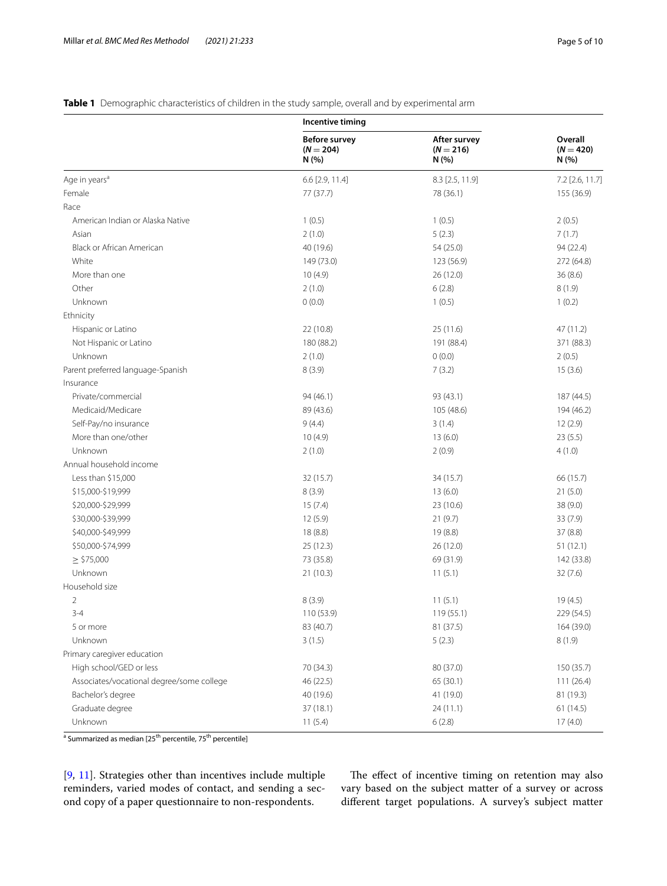**Table 1** Demographic characteristics of children in the study sample, overall and by experimental arm

| | Incentive timing | | |
|---|---|---|---|
| | Before survey ($N = 204$) N (%) | After survey ($N = 216$) N (%) | Overall ($N = 420$) N (%) |
| Age in years[a] | 6.6 [2.9, 11.4] | 8.3 [2.5, 11.9] | 7.2 [2.6, 11.7] |
| Female | 77 (37.7) | 78 (36.1) | 155 (36.9) |
| Race | | | |
| American Indian or Alaska Native | 1 (0.5) | 1 (0.5) | 2 (0.5) |
| Asian | 2 (1.0) | 5 (2.3) | 7 (1.7) |
| Black or African American | 40 (19.6) | 54 (25.0) | 94 (22.4) |
| White | 149 (73.0) | 123 (56.9) | 272 (64.8) |
| More than one | 10 (4.9) | 26 (12.0) | 36 (8.6) |
| Other | 2 (1.0) | 6 (2.8) | 8 (1.9) |
| Unknown | 0 (0.0) | 1 (0.5) | 1 (0.2) |
| Ethnicity | | | |
| Hispanic or Latino | 22 (10.8) | 25 (11.6) | 47 (11.2) |
| Not Hispanic or Latino | 180 (88.2) | 191 (88.4) | 371 (88.3) |
| Unknown | 2 (1.0) | 0 (0.0) | 2 (0.5) |
| Parent preferred language-Spanish | 8 (3.9) | 7 (3.2) | 15 (3.6) |
| Insurance | | | |
| Private/commercial | 94 (46.1) | 93 (43.1) | 187 (44.5) |
| Medicaid/Medicare | 89 (43.6) | 105 (48.6) | 194 (46.2) |
| Self-Pay/no insurance | 9 (4.4) | 3 (1.4) | 12 (2.9) |
| More than one/other | 10 (4.9) | 13 (6.0) | 23 (5.5) |
| Unknown | 2 (1.0) | 2 (0.9) | 4 (1.0) |
| Annual household income | | | |
| Less than $15,000 | 32 (15.7) | 34 (15.7) | 66 (15.7) |
| $15,000-$19,999 | 8 (3.9) | 13 (6.0) | 21 (5.0) |
| $20,000-$29,999 | 15 (7.4) | 23 (10.6) | 38 (9.0) |
| $30,000-$39,999 | 12 (5.9) | 21 (9.7) | 33 (7.9) |
| $40,000-$49,999 | 18 (8.8) | 19 (8.8) | 37 (8.8) |
| $50,000-$74,999 | 25 (12.3) | 26 (12.0) | 51 (12.1) |
| ≥ $75,000 | 73 (35.8) | 69 (31.9) | 142 (33.8) |
| Unknown | 21 (10.3) | 11 (5.1) | 32 (7.6) |
| Household size | | | |
| 2 | 8 (3.9) | 11 (5.1) | 19 (4.5) |
| 3-4 | 110 (53.9) | 119 (55.1) | 229 (54.5) |
| 5 or more | 83 (40.7) | 81 (37.5) | 164 (39.0) |
| Unknown | 3 (1.5) | 5 (2.3) | 8 (1.9) |
| Primary caregiver education | | | |
| High school/GED or less | 70 (34.3) | 80 (37.0) | 150 (35.7) |
| Associates/vocational degree/some college | 46 (22.5) | 65 (30.1) | 111 (26.4) |
| Bachelor's degree | 40 (19.6) | 41 (19.0) | 81 (19.3) |
| Graduate degree | 37 (18.1) | 24 (11.1) | 61 (14.5) |
| Unknown | 11 (5.4) | 6 (2.8) | 17 (4.0) |

[a] Summarized as median [25th percentile, 75th percentile]

[9, 11]. Strategies other than incentives include multiple reminders, varied modes of contact, and sending a second copy of a paper questionnaire to non-respondents.

The effect of incentive timing on retention may also vary based on the subject matter of a survey or across different target populations. A survey's subject matter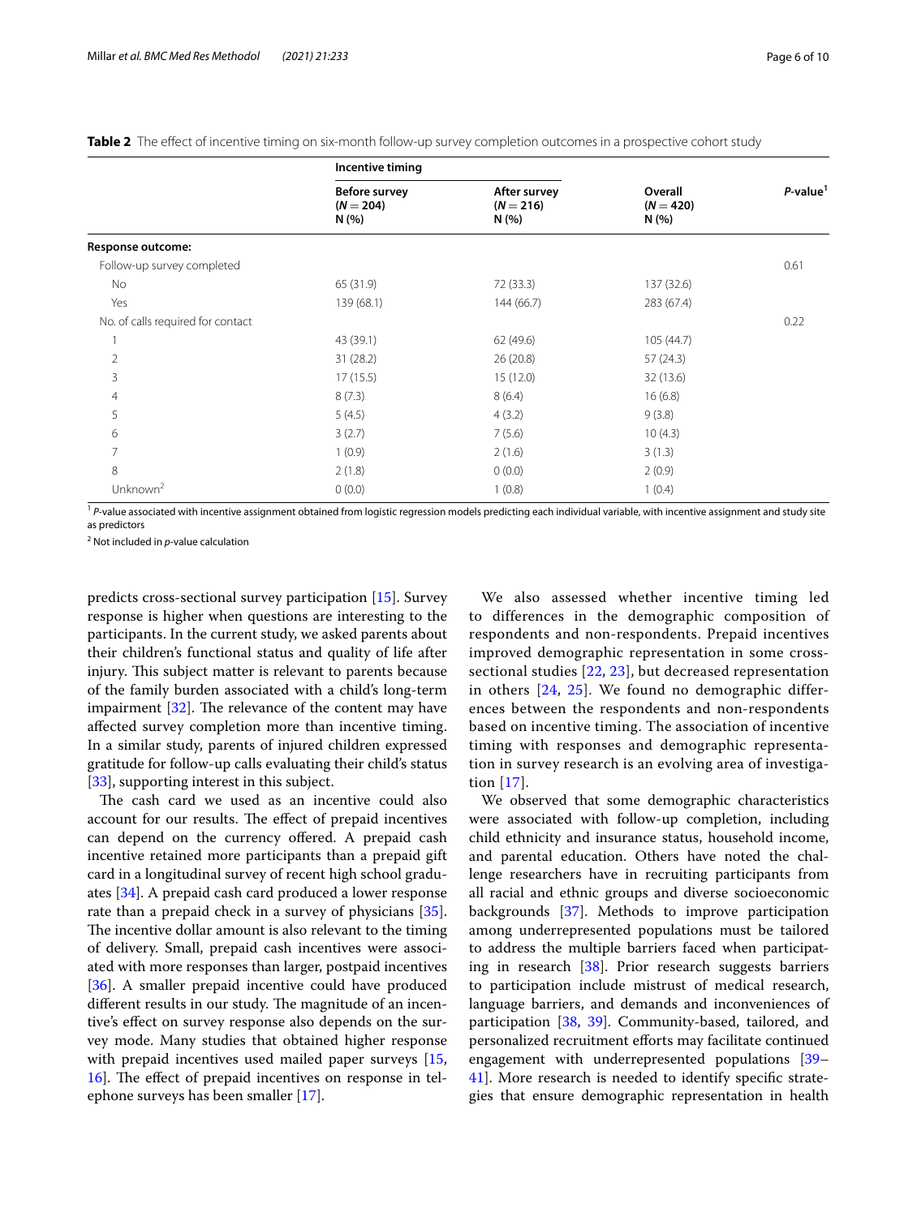**Table 2** The effect of incentive timing on six-month follow-up survey completion outcomes in a prospective cohort study

| | Incentive timing | | | |
|---|---|---|---|---|
| | Before survey ($N = 204$) N (%) | After survey ($N = 216$) N (%) | Overall ($N = 420$) N (%) | *P*-value[1] |
| **Response outcome:** | | | | |
| Follow-up survey completed | | | | 0.61 |
| No | 65 (31.9) | 72 (33.3) | 137 (32.6) | |
| Yes | 139 (68.1) | 144 (66.7) | 283 (67.4) | |
| No. of calls required for contact | | | | 0.22 |
| 1 | 43 (39.1) | 62 (49.6) | 105 (44.7) | |
| 2 | 31 (28.2) | 26 (20.8) | 57 (24.3) | |
| 3 | 17 (15.5) | 15 (12.0) | 32 (13.6) | |
| 4 | 8 (7.3) | 8 (6.4) | 16 (6.8) | |
| 5 | 5 (4.5) | 4 (3.2) | 9 (3.8) | |
| 6 | 3 (2.7) | 7 (5.6) | 10 (4.3) | |
| 7 | 1 (0.9) | 2 (1.6) | 3 (1.3) | |
| 8 | 2 (1.8) | 0 (0.0) | 2 (0.9) | |
| Unknown[2] | 0 (0.0) | 1 (0.8) | 1 (0.4) | |

[1] *P*-value associated with incentive assignment obtained from logistic regression models predicting each individual variable, with incentive assignment and study site as predictors

[2] Not included in *p*-value calculation

predicts cross-sectional survey participation [15]. Survey response is higher when questions are interesting to the participants. In the current study, we asked parents about their children's functional status and quality of life after injury. This subject matter is relevant to parents because of the family burden associated with a child's long-term impairment [32]. The relevance of the content may have affected survey completion more than incentive timing. In a similar study, parents of injured children expressed gratitude for follow-up calls evaluating their child's status [33], supporting interest in this subject.

The cash card we used as an incentive could also account for our results. The effect of prepaid incentives can depend on the currency offered. A prepaid cash incentive retained more participants than a prepaid gift card in a longitudinal survey of recent high school graduates [34]. A prepaid cash card produced a lower response rate than a prepaid check in a survey of physicians [35]. The incentive dollar amount is also relevant to the timing of delivery. Small, prepaid cash incentives were associated with more responses than larger, postpaid incentives [36]. A smaller prepaid incentive could have produced different results in our study. The magnitude of an incentive's effect on survey response also depends on the survey mode. Many studies that obtained higher response with prepaid incentives used mailed paper surveys [15, 16]. The effect of prepaid incentives on response in telephone surveys has been smaller [17].

We also assessed whether incentive timing led to differences in the demographic composition of respondents and non-respondents. Prepaid incentives improved demographic representation in some cross-sectional studies [22, 23], but decreased representation in others [24, 25]. We found no demographic differences between the respondents and non-respondents based on incentive timing. The association of incentive timing with responses and demographic representation in survey research is an evolving area of investigation [17].

We observed that some demographic characteristics were associated with follow-up completion, including child ethnicity and insurance status, household income, and parental education. Others have noted the challenge researchers have in recruiting participants from all racial and ethnic groups and diverse socioeconomic backgrounds [37]. Methods to improve participation among underrepresented populations must be tailored to address the multiple barriers faced when participating in research [38]. Prior research suggests barriers to participation include mistrust of medical research, language barriers, and demands and inconveniences of participation [38, 39]. Community-based, tailored, and personalized recruitment efforts may facilitate continued engagement with underrepresented populations [39–41]. More research is needed to identify specific strategies that ensure demographic representation in health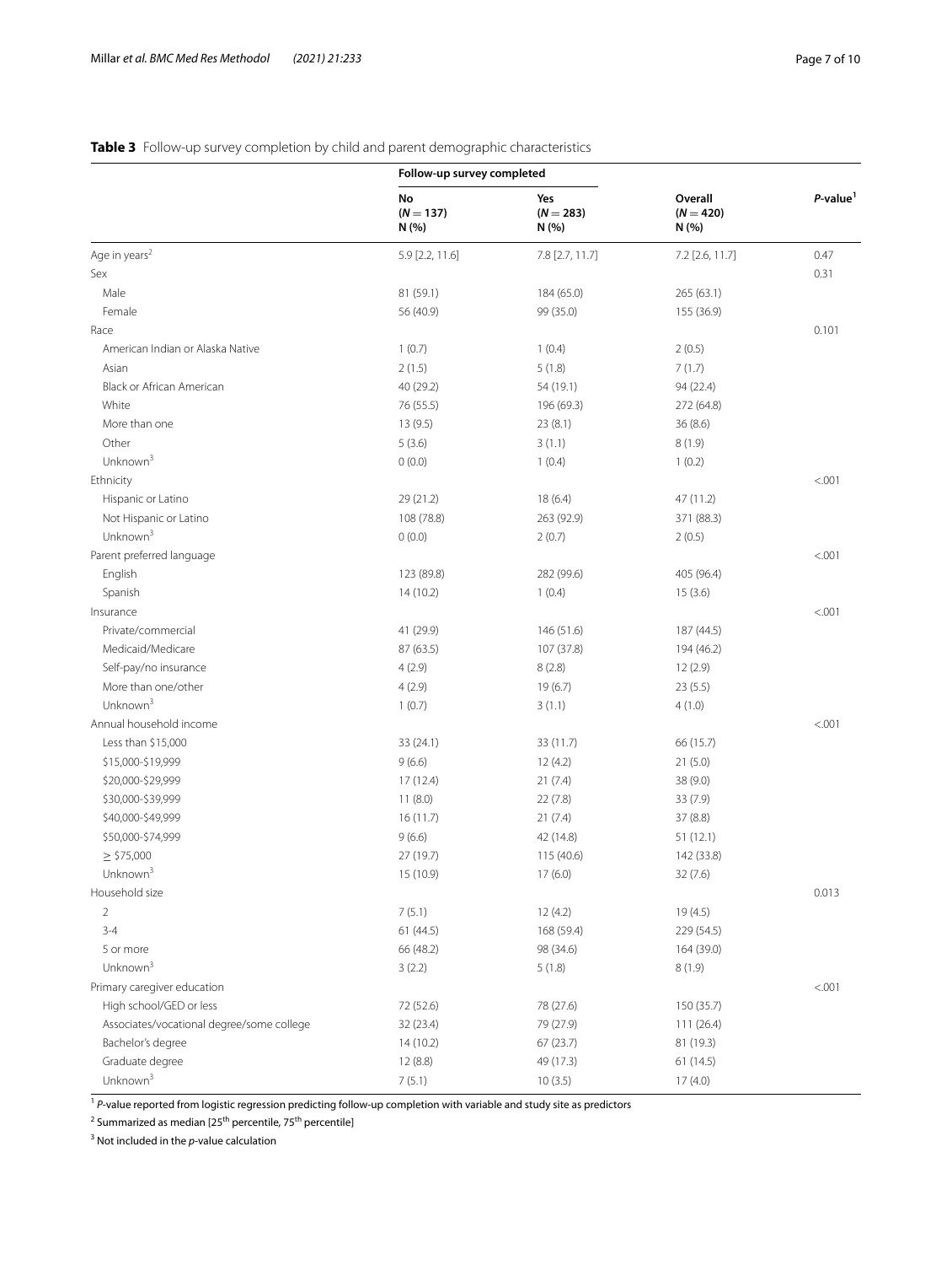**Table 3** Follow-up survey completion by child and parent demographic characteristics

| | Follow-up survey completed | | | |
|---|---|---|---|---|
| | No ($N = 137$) N (%) | Yes ($N = 283$) N (%) | Overall ($N = 420$) N (%) | *P*-value[1] |
| Age in years[2] | 5.9 [2.2, 11.6] | 7.8 [2.7, 11.7] | 7.2 [2.6, 11.7] | 0.47 |
| Sex | | | | 0.31 |
| Male | 81 (59.1) | 184 (65.0) | 265 (63.1) | |
| Female | 56 (40.9) | 99 (35.0) | 155 (36.9) | |
| Race | | | | 0.101 |
| American Indian or Alaska Native | 1 (0.7) | 1 (0.4) | 2 (0.5) | |
| Asian | 2 (1.5) | 5 (1.8) | 7 (1.7) | |
| Black or African American | 40 (29.2) | 54 (19.1) | 94 (22.4) | |
| White | 76 (55.5) | 196 (69.3) | 272 (64.8) | |
| More than one | 13 (9.5) | 23 (8.1) | 36 (8.6) | |
| Other | 5 (3.6) | 3 (1.1) | 8 (1.9) | |
| Unknown[3] | 0 (0.0) | 1 (0.4) | 1 (0.2) | |
| Ethnicity | | | | <.001 |
| Hispanic or Latino | 29 (21.2) | 18 (6.4) | 47 (11.2) | |
| Not Hispanic or Latino | 108 (78.8) | 263 (92.9) | 371 (88.3) | |
| Unknown[3] | 0 (0.0) | 2 (0.7) | 2 (0.5) | |
| Parent preferred language | | | | <.001 |
| English | 123 (89.8) | 282 (99.6) | 405 (96.4) | |
| Spanish | 14 (10.2) | 1 (0.4) | 15 (3.6) | |
| Insurance | | | | <.001 |
| Private/commercial | 41 (29.9) | 146 (51.6) | 187 (44.5) | |
| Medicaid/Medicare | 87 (63.5) | 107 (37.8) | 194 (46.2) | |
| Self-pay/no insurance | 4 (2.9) | 8 (2.8) | 12 (2.9) | |
| More than one/other | 4 (2.9) | 19 (6.7) | 23 (5.5) | |
| Unknown[3] | 1 (0.7) | 3 (1.1) | 4 (1.0) | |
| Annual household income | | | | <.001 |
| Less than $15,000 | 33 (24.1) | 33 (11.7) | 66 (15.7) | |
| $15,000-$19,999 | 9 (6.6) | 12 (4.2) | 21 (5.0) | |
| $20,000-$29,999 | 17 (12.4) | 21 (7.4) | 38 (9.0) | |
| $30,000-$39,999 | 11 (8.0) | 22 (7.8) | 33 (7.9) | |
| $40,000-$49,999 | 16 (11.7) | 21 (7.4) | 37 (8.8) | |
| $50,000-$74,999 | 9 (6.6) | 42 (14.8) | 51 (12.1) | |
| ≥ $75,000 | 27 (19.7) | 115 (40.6) | 142 (33.8) | |
| Unknown[3] | 15 (10.9) | 17 (6.0) | 32 (7.6) | |
| Household size | | | | 0.013 |
| 2 | 7 (5.1) | 12 (4.2) | 19 (4.5) | |
| 3-4 | 61 (44.5) | 168 (59.4) | 229 (54.5) | |
| 5 or more | 66 (48.2) | 98 (34.6) | 164 (39.0) | |
| Unknown[3] | 3 (2.2) | 5 (1.8) | 8 (1.9) | |
| Primary caregiver education | | | | <.001 |
| High school/GED or less | 72 (52.6) | 78 (27.6) | 150 (35.7) | |
| Associates/vocational degree/some college | 32 (23.4) | 79 (27.9) | 111 (26.4) | |
| Bachelor's degree | 14 (10.2) | 67 (23.7) | 81 (19.3) | |
| Graduate degree | 12 (8.8) | 49 (17.3) | 61 (14.5) | |
| Unknown[3] | 7 (5.1) | 10 (3.5) | 17 (4.0) | |

[1] *P*-value reported from logistic regression predicting follow-up completion with variable and study site as predictors

[2] Summarized as median [25th percentile, 75th percentile]

[3] Not included in the *p*-value calculation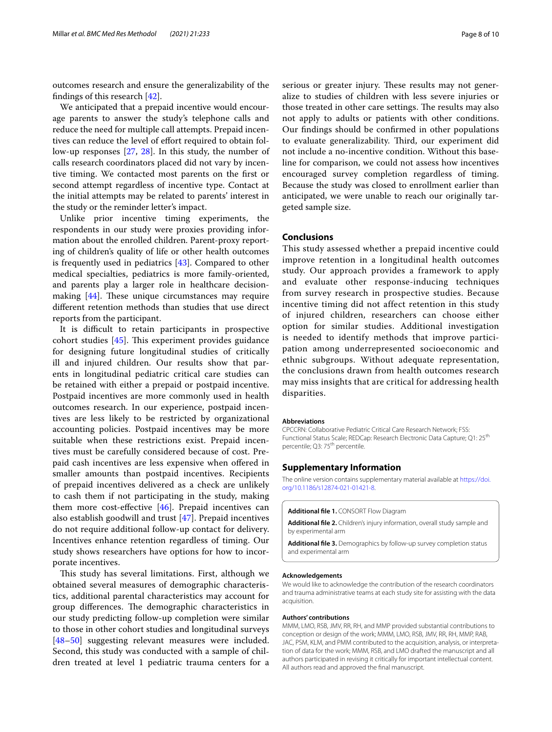outcomes research and ensure the generalizability of the findings of this research [42].

We anticipated that a prepaid incentive would encourage parents to answer the study's telephone calls and reduce the need for multiple call attempts. Prepaid incentives can reduce the level of effort required to obtain follow-up responses [27, 28]. In this study, the number of calls research coordinators placed did not vary by incentive timing. We contacted most parents on the first or second attempt regardless of incentive type. Contact at the initial attempts may be related to parents' interest in the study or the reminder letter's impact.

Unlike prior incentive timing experiments, the respondents in our study were proxies providing information about the enrolled children. Parent-proxy reporting of children's quality of life or other health outcomes is frequently used in pediatrics [43]. Compared to other medical specialties, pediatrics is more family-oriented, and parents play a larger role in healthcare decision-making [44]. These unique circumstances may require different retention methods than studies that use direct reports from the participant.

It is difficult to retain participants in prospective cohort studies [45]. This experiment provides guidance for designing future longitudinal studies of critically ill and injured children. Our results show that parents in longitudinal pediatric critical care studies can be retained with either a prepaid or postpaid incentive. Postpaid incentives are more commonly used in health outcomes research. In our experience, postpaid incentives are less likely to be restricted by organizational accounting policies. Postpaid incentives may be more suitable when these restrictions exist. Prepaid incentives must be carefully considered because of cost. Prepaid cash incentives are less expensive when offered in smaller amounts than postpaid incentives. Recipients of prepaid incentives delivered as a check are unlikely to cash them if not participating in the study, making them more cost-effective [46]. Prepaid incentives can also establish goodwill and trust [47]. Prepaid incentives do not require additional follow-up contact for delivery. Incentives enhance retention regardless of timing. Our study shows researchers have options for how to incorporate incentives.

This study has several limitations. First, although we obtained several measures of demographic characteristics, additional parental characteristics may account for group differences. The demographic characteristics in our study predicting follow-up completion were similar to those in other cohort studies and longitudinal surveys [48–50] suggesting relevant measures were included. Second, this study was conducted with a sample of children treated at level 1 pediatric trauma centers for a serious or greater injury. These results may not generalize to studies of children with less severe injuries or those treated in other care settings. The results may also not apply to adults or patients with other conditions. Our findings should be confirmed in other populations to evaluate generalizability. Third, our experiment did not include a no-incentive condition. Without this baseline for comparison, we could not assess how incentives encouraged survey completion regardless of timing. Because the study was closed to enrollment earlier than anticipated, we were unable to reach our originally targeted sample size.

## Conclusions

This study assessed whether a prepaid incentive could improve retention in a longitudinal health outcomes study. Our approach provides a framework to apply and evaluate other response-inducing techniques from survey research in prospective studies. Because incentive timing did not affect retention in this study of injured children, researchers can choose either option for similar studies. Additional investigation is needed to identify methods that improve participation among underrepresented socioeconomic and ethnic subgroups. Without adequate representation, the conclusions drawn from health outcomes research may miss insights that are critical for addressing health disparities.

#### Abbreviations

CPCCRN: Collaborative Pediatric Critical Care Research Network; FSS: Functional Status Scale; REDCap: Research Electronic Data Capture; Q1: 25th percentile; Q3: 75th percentile.

## Supplementary Information

The online version contains supplementary material available at https://doi.org/10.1186/s12874-021-01421-8.

**Additional file 1.** CONSORT Flow Diagram

**Additional file 2.** Children's injury information, overall study sample and by experimental arm

**Additional file 3.** Demographics by follow-up survey completion status and experimental arm

#### Acknowledgements

We would like to acknowledge the contribution of the research coordinators and trauma administrative teams at each study site for assisting with the data acquisition.

#### Authors' contributions

MMM, LMO, RSB, JMV, RR, RH, and MMP provided substantial contributions to conception or design of the work; MMM, LMO, RSB, JMV, RR, RH, MMP, RAB, JAC, PSM, KLM, and PMM contributed to the acquisition, analysis, or interpretation of data for the work; MMM, RSB, and LMO drafted the manuscript and all authors participated in revising it critically for important intellectual content. All authors read and approved the final manuscript.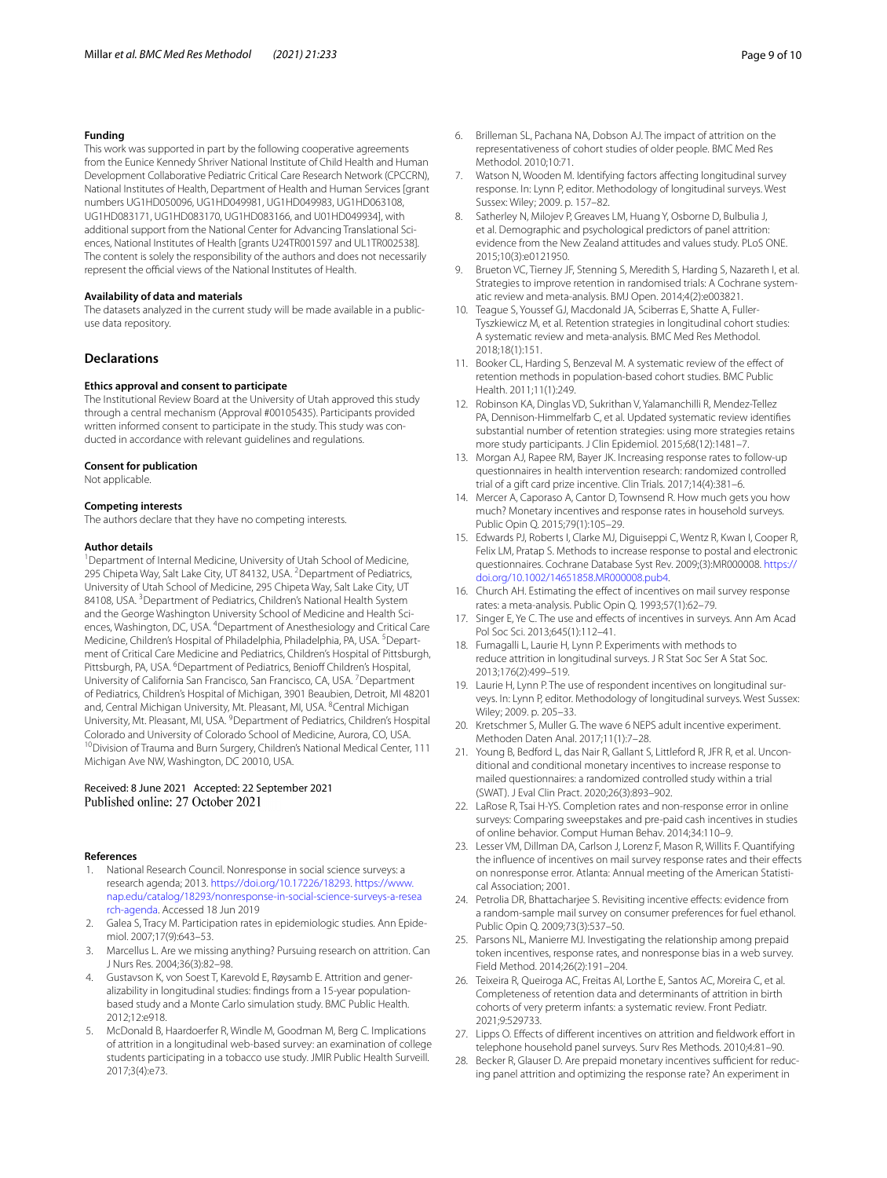#### Funding

This work was supported in part by the following cooperative agreements from the Eunice Kennedy Shriver National Institute of Child Health and Human Development Collaborative Pediatric Critical Care Research Network (CPCCRN), National Institutes of Health, Department of Health and Human Services [grant numbers UG1HD050096, UG1HD049981, UG1HD049983, UG1HD063108, UG1HD083171, UG1HD083170, UG1HD083166, and U01HD049934], with additional support from the National Center for Advancing Translational Sciences, National Institutes of Health [grants U24TR001597 and UL1TR002538]. The content is solely the responsibility of the authors and does not necessarily represent the official views of the National Institutes of Health.

#### Availability of data and materials

The datasets analyzed in the current study will be made available in a public-use data repository.

## Declarations

#### Ethics approval and consent to participate

The Institutional Review Board at the University of Utah approved this study through a central mechanism (Approval #00105435). Participants provided written informed consent to participate in the study. This study was conducted in accordance with relevant guidelines and regulations.

#### Consent for publication

Not applicable.

#### Competing interests

The authors declare that they have no competing interests.

#### Author details

[1]Department of Internal Medicine, University of Utah School of Medicine, 295 Chipeta Way, Salt Lake City, UT 84132, USA. [2]Department of Pediatrics, University of Utah School of Medicine, 295 Chipeta Way, Salt Lake City, UT 84108, USA. [3]Department of Pediatrics, Children's National Health System and the George Washington University School of Medicine and Health Sciences, Washington, DC, USA. [4]Department of Anesthesiology and Critical Care Medicine, Children's Hospital of Philadelphia, Philadelphia, PA, USA. [5]Department of Critical Care Medicine and Pediatrics, Children's Hospital of Pittsburgh, Pittsburgh, PA, USA. [6]Department of Pediatrics, Benioff Children's Hospital, University of California San Francisco, San Francisco, CA, USA. [7]Department of Pediatrics, Children's Hospital of Michigan, 3901 Beaubien, Detroit, MI 48201 and, Central Michigan University, Mt. Pleasant, MI, USA. [8]Central Michigan University, Mt. Pleasant, MI, USA. [9]Department of Pediatrics, Children's Hospital Colorado and University of Colorado School of Medicine, Aurora, CO, USA. [10]Division of Trauma and Burn Surgery, Children's National Medical Center, 111 Michigan Ave NW, Washington, DC 20010, USA.

Received: 8 June 2021 Accepted: 22 September 2021
Published online: 27 October 2021

#### References

1. National Research Council. Nonresponse in social science surveys: a research agenda; 2013. https://doi.org/10.17226/18293. https://www.nap.edu/catalog/18293/nonresponse-in-social-science-surveys-a-research-agenda. Accessed 18 Jun 2019
2. Galea S, Tracy M. Participation rates in epidemiologic studies. Ann Epidemiol. 2007;17(9):643–53.
3. Marcellus L. Are we missing anything? Pursuing research on attrition. Can J Nurs Res. 2004;36(3):82–98.
4. Gustavson K, von Soest T, Karevold E, Røysamb E. Attrition and generalizability in longitudinal studies: findings from a 15-year population-based study and a Monte Carlo simulation study. BMC Public Health. 2012;12:e918.
5. McDonald B, Haardoerfer R, Windle M, Goodman M, Berg C. Implications of attrition in a longitudinal web-based survey: an examination of college students participating in a tobacco use study. JMIR Public Health Surveill. 2017;3(4):e73.
6. Brilleman SL, Pachana NA, Dobson AJ. The impact of attrition on the representativeness of cohort studies of older people. BMC Med Res Methodol. 2010;10:71.
7. Watson N, Wooden M. Identifying factors affecting longitudinal survey response. In: Lynn P, editor. Methodology of longitudinal surveys. West Sussex: Wiley; 2009. p. 157–82.
8. Satherley N, Milojev P, Greaves LM, Huang Y, Osborne D, Bulbulia J, et al. Demographic and psychological predictors of panel attrition: evidence from the New Zealand attitudes and values study. PLoS ONE. 2015;10(3):e0121950.
9. Brueton VC, Tierney JF, Stenning S, Meredith S, Harding S, Nazareth I, et al. Strategies to improve retention in randomised trials: A Cochrane systematic review and meta-analysis. BMJ Open. 2014;4(2):e003821.
10. Teague S, Youssef GJ, Macdonald JA, Sciberras E, Shatte A, Fuller-Tyszkiewicz M, et al. Retention strategies in longitudinal cohort studies: A systematic review and meta-analysis. BMC Med Res Methodol. 2018;18(1):151.
11. Booker CL, Harding S, Benzeval M. A systematic review of the effect of retention methods in population-based cohort studies. BMC Public Health. 2011;11(1):249.
12. Robinson KA, Dinglas VD, Sukrithan V, Yalamanchilli R, Mendez-Tellez PA, Dennison-Himmelfarb C, et al. Updated systematic review identifies substantial number of retention strategies: using more strategies retains more study participants. J Clin Epidemiol. 2015;68(12):1481–7.
13. Morgan AJ, Rapee RM, Bayer JK. Increasing response rates to follow-up questionnaires in health intervention research: randomized controlled trial of a gift card prize incentive. Clin Trials. 2017;14(4):381–6.
14. Mercer A, Caporaso A, Cantor D, Townsend R. How much gets you how much? Monetary incentives and response rates in household surveys. Public Opin Q. 2015;79(1):105–29.
15. Edwards PJ, Roberts I, Clarke MJ, Diguiseppi C, Wentz R, Kwan I, Cooper R, Felix LM, Pratap S. Methods to increase response to postal and electronic questionnaires. Cochrane Database Syst Rev. 2009;(3):MR000008. https://doi.org/10.1002/14651858.MR000008.pub4.
16. Church AH. Estimating the effect of incentives on mail survey response rates: a meta-analysis. Public Opin Q. 1993;57(1):62–79.
17. Singer E, Ye C. The use and effects of incentives in surveys. Ann Am Acad Pol Soc Sci. 2013;645(1):112–41.
18. Fumagalli L, Laurie H, Lynn P. Experiments with methods to reduce attrition in longitudinal surveys. J R Stat Soc Ser A Stat Soc. 2013;176(2):499–519.
19. Laurie H, Lynn P. The use of respondent incentives on longitudinal surveys. In: Lynn P, editor. Methodology of longitudinal surveys. West Sussex: Wiley; 2009. p. 205–33.
20. Kretschmer S, Muller G. The wave 6 NEPS adult incentive experiment. Methoden Daten Anal. 2017;11(1):7–28.
21. Young B, Bedford L, das Nair R, Gallant S, Littleford R, JFR R, et al. Unconditional and conditional monetary incentives to increase response to mailed questionnaires: a randomized controlled study within a trial (SWAT). J Eval Clin Pract. 2020;26(3):893–902.
22. LaRose R, Tsai H-YS. Completion rates and non-response error in online surveys: Comparing sweepstakes and pre-paid cash incentives in studies of online behavior. Comput Human Behav. 2014;34:110–9.
23. Lesser VM, Dillman DA, Carlson J, Lorenz F, Mason R, Willits F. Quantifying the influence of incentives on mail survey response rates and their effects on nonresponse error. Atlanta: Annual meeting of the American Statistical Association; 2001.
24. Petrolia DR, Bhattacharjee S. Revisiting incentive effects: evidence from a random-sample mail survey on consumer preferences for fuel ethanol. Public Opin Q. 2009;73(3):537–50.
25. Parsons NL, Manierre MJ. Investigating the relationship among prepaid token incentives, response rates, and nonresponse bias in a web survey. Field Method. 2014;26(2):191–204.
26. Teixeira R, Queiroga AC, Freitas AI, Lorthe E, Santos AC, Moreira C, et al. Completeness of retention data and determinants of attrition in birth cohorts of very preterm infants: a systematic review. Front Pediatr. 2021;9:529733.
27. Lipps O. Effects of different incentives on attrition and fieldwork effort in telephone household panel surveys. Surv Res Methods. 2010;4:81–90.
28. Becker R, Glauser D. Are prepaid monetary incentives sufficient for reducing panel attrition and optimizing the response rate? An experiment in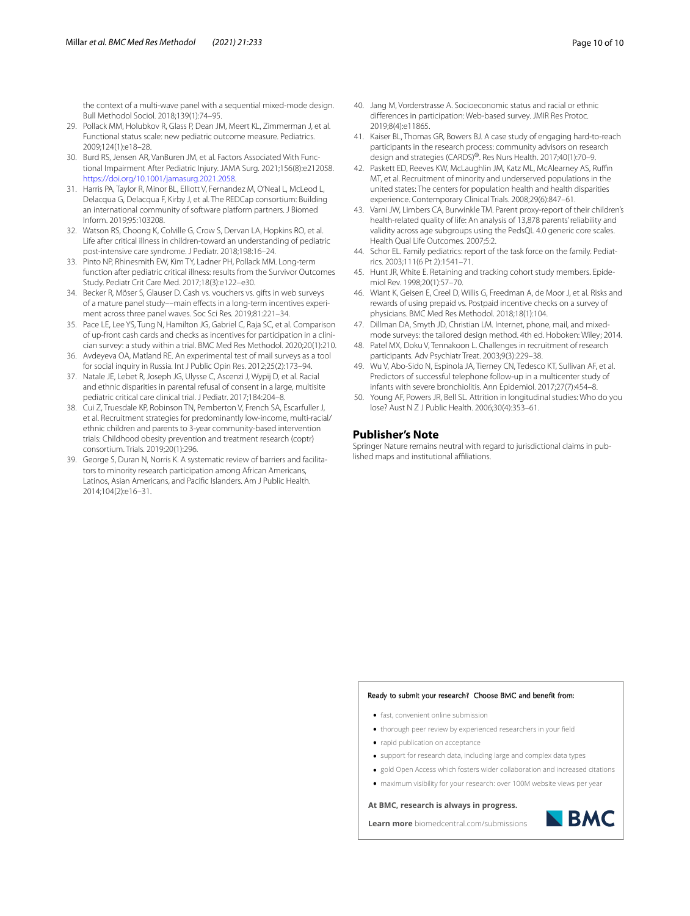the context of a multi-wave panel with a sequential mixed-mode design. Bull Methodol Sociol. 2018;139(1):74–95.

29. Pollack MM, Holubkov R, Glass P, Dean JM, Meert KL, Zimmerman J, et al. Functional status scale: new pediatric outcome measure. Pediatrics. 2009;124(1):e18–28.
30. Burd RS, Jensen AR, VanBuren JM, et al. Factors Associated With Functional Impairment After Pediatric Injury. JAMA Surg. 2021;156(8):e212058. https://doi.org/10.1001/jamasurg.2021.2058.
31. Harris PA, Taylor R, Minor BL, Elliott V, Fernandez M, O'Neal L, McLeod L, Delacqua G, Delacqua F, Kirby J, et al. The REDCap consortium: Building an international community of software platform partners. J Biomed Inform. 2019;95:103208.
32. Watson RS, Choong K, Colville G, Crow S, Dervan LA, Hopkins RO, et al. Life after critical illness in children-toward an understanding of pediatric post-intensive care syndrome. J Pediatr. 2018;198:16–24.
33. Pinto NP, Rhinesmith EW, Kim TY, Ladner PH, Pollack MM. Long-term function after pediatric critical illness: results from the Survivor Outcomes Study. Pediatr Crit Care Med. 2017;18(3):e122–e30.
34. Becker R, Möser S, Glauser D. Cash vs. vouchers vs. gifts in web surveys of a mature panel study—main effects in a long-term incentives experiment across three panel waves. Soc Sci Res. 2019;81:221–34.
35. Pace LE, Lee YS, Tung N, Hamilton JG, Gabriel C, Raja SC, et al. Comparison of up-front cash cards and checks as incentives for participation in a clinician survey: a study within a trial. BMC Med Res Methodol. 2020;20(1):210.
36. Avdeyeva OA, Matland RE. An experimental test of mail surveys as a tool for social inquiry in Russia. Int J Public Opin Res. 2012;25(2):173–94.
37. Natale JE, Lebet R, Joseph JG, Ulysse C, Ascenzi J, Wypij D, et al. Racial and ethnic disparities in parental refusal of consent in a large, multisite pediatric critical care clinical trial. J Pediatr. 2017;184:204–8.
38. Cui Z, Truesdale KP, Robinson TN, Pemberton V, French SA, Escarfuller J, et al. Recruitment strategies for predominantly low-income, multi-racial/ethnic children and parents to 3-year community-based intervention trials: Childhood obesity prevention and treatment research (coptr) consortium. Trials. 2019;20(1):296.
39. George S, Duran N, Norris K. A systematic review of barriers and facilitators to minority research participation among African Americans, Latinos, Asian Americans, and Pacific Islanders. Am J Public Health. 2014;104(2):e16–31.
40. Jang M, Vorderstrasse A. Socioeconomic status and racial or ethnic differences in participation: Web-based survey. JMIR Res Protoc. 2019;8(4):e11865.
41. Kaiser BL, Thomas GR, Bowers BJ. A case study of engaging hard-to-reach participants in the research process: community advisors on research design and strategies (CARDS)®. Res Nurs Health. 2017;40(1):70–9.
42. Paskett ED, Reeves KW, McLaughlin JM, Katz ML, McAlearney AS, Ruffin MT, et al. Recruitment of minority and underserved populations in the united states: The centers for population health and health disparities experience. Contemporary Clinical Trials. 2008;29(6):847–61.
43. Varni JW, Limbers CA, Burwinkle TM. Parent proxy-report of their children's health-related quality of life: An analysis of 13,878 parents' reliability and validity across age subgroups using the PedsQL 4.0 generic core scales. Health Qual Life Outcomes. 2007;5:2.
44. Schor EL. Family pediatrics: report of the task force on the family. Pediatrics. 2003;111(6 Pt 2):1541–71.
45. Hunt JR, White E. Retaining and tracking cohort study members. Epidemiol Rev. 1998;20(1):57–70.
46. Wiant K, Geisen E, Creel D, Willis G, Freedman A, de Moor J, et al. Risks and rewards of using prepaid vs. Postpaid incentive checks on a survey of physicians. BMC Med Res Methodol. 2018;18(1):104.
47. Dillman DA, Smyth JD, Christian LM. Internet, phone, mail, and mixed-mode surveys: the tailored design method. 4th ed. Hoboken: Wiley; 2014.
48. Patel MX, Doku V, Tennakoon L. Challenges in recruitment of research participants. Adv Psychiatr Treat. 2003;9(3):229–38.
49. Wu V, Abo-Sido N, Espinola JA, Tierney CN, Tedesco KT, Sullivan AF, et al. Predictors of successful telephone follow-up in a multicenter study of infants with severe bronchiolitis. Ann Epidemiol. 2017;27(7):454–8.
50. Young AF, Powers JR, Bell SL. Attrition in longitudinal studies: Who do you lose? Aust N Z J Public Health. 2006;30(4):353–61.

## Publisher's Note

Springer Nature remains neutral with regard to jurisdictional claims in published maps and institutional affiliations.

Ready to submit your research? Choose BMC and benefit from:

- fast, convenient online submission
- thorough peer review by experienced researchers in your field
- rapid publication on acceptance
- support for research data, including large and complex data types
- gold Open Access which fosters wider collaboration and increased citations
- maximum visibility for your research: over 100M website views per year

**At BMC, research is always in progress.**

**Learn more** biomedcentral.com/submissions

BMC